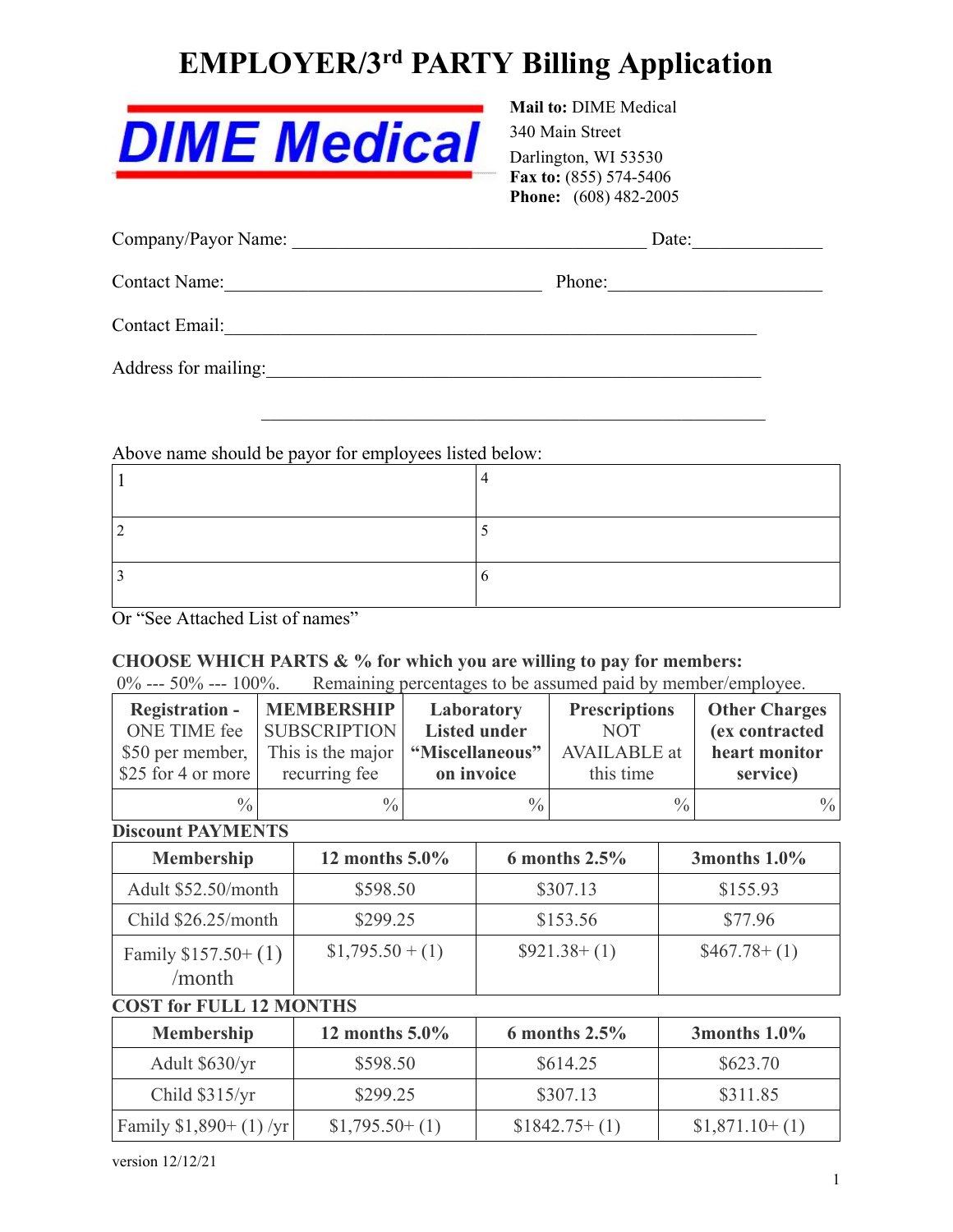# EMPLOYER/3rd PARTY Billing Application

**DIME Medical**

**Mail to:** DIME Medical
340 Main Street
Darlington, WI 53530
**Fax to:** (855) 574-5406
**Phone:** (608) 482-2005

Company/Payor Name: ______________________________________ Date:______________

Contact Name:__________________________________ Phone:______________________

Contact Email:_________________________________________________________

Address for mailing:_____________________________________________________

_______________________________________________________

Above name should be payor for employees listed below:

| | |
|---|---|
| 1 | 4 |
| 2 | 5 |
| 3 | 6 |

Or "See Attached List of names"

**CHOOSE WHICH PARTS & % for which you are willing to pay for members:**
0% --- 50% --- 100%. Remaining percentages to be assumed paid by member/employee.

| **Registration -** ONE TIME fee $50 per member, $25 for 4 or more | **MEMBERSHIP** SUBSCRIPTION This is the major recurring fee | **Laboratory Listed under "Miscellaneous" on invoice** | **Prescriptions** NOT AVAILABLE at this time | **Other Charges (ex contracted heart monitor service)** |
|---|---|---|---|---|
| % | % | % | % | % |

**Discount PAYMENTS**

| Membership | 12 months 5.0% | 6 months 2.5% | 3months 1.0% |
|---|---|---|---|
| Adult $52.50/month | $598.50 | $307.13 | $155.93 |
| Child $26.25/month | $299.25 | $153.56 | $77.96 |
| Family $157.50+ (1) /month | $1,795.50 + (1) | $921.38+ (1) | $467.78+ (1) |

**COST for FULL 12 MONTHS**

| Membership | 12 months 5.0% | 6 months 2.5% | 3months 1.0% |
|---|---|---|---|
| Adult $630/yr | $598.50 | $614.25 | $623.70 |
| Child $315/yr | $299.25 | $307.13 | $311.85 |
| Family $1,890+ (1) /yr | $1,795.50+ (1) | $1842.75+ (1) | $1,871.10+ (1) |

version 12/12/21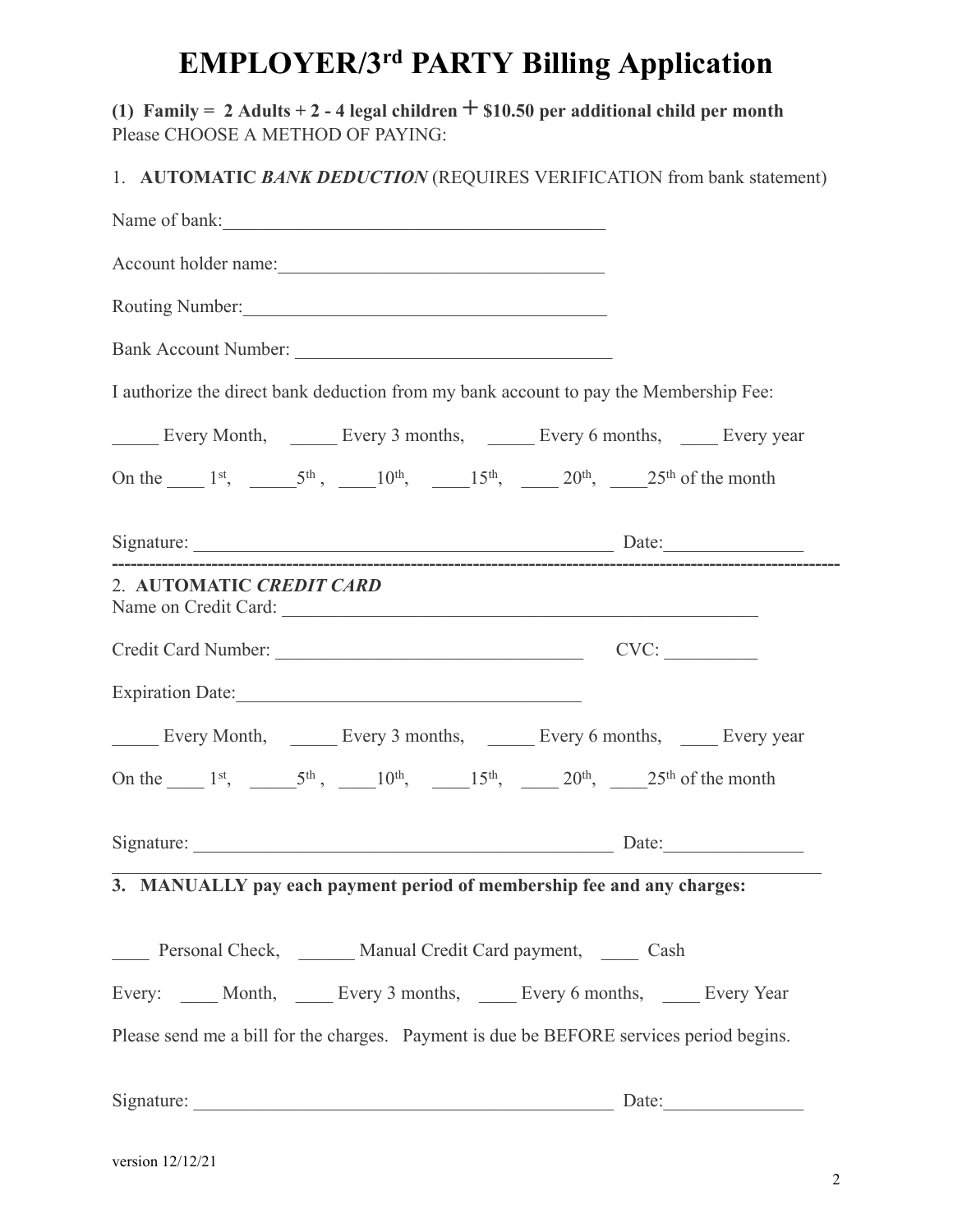# EMPLOYER/3rd PARTY Billing Application

**(1) Family = 2 Adults + 2 - 4 legal children + $10.50 per additional child per month**
Please CHOOSE A METHOD OF PAYING:

1. **AUTOMATIC *BANK DEDUCTION*** (REQUIRES VERIFICATION from bank statement)

Name of bank:__________________________________________

Account holder name:___________________________________

Routing Number:________________________________________

Bank Account Number: __________________________________

I authorize the direct bank deduction from my bank account to pay the Membership Fee:

_____ Every Month, _____ Every 3 months, _____ Every 6 months, ____ Every year

On the ____ 1st, _____5th , ____10th, ____15th, ____ 20th, ____25th of the month

Signature: ______________________________________________ Date:_______________

---

2. **AUTOMATIC *CREDIT CARD***
Name on Credit Card: _____________________________________________________

Credit Card Number: _________________________________ CVC: __________

Expiration Date:_____________________________________

_____ Every Month, _____ Every 3 months, _____ Every 6 months, ____ Every year

On the ____ 1st, _____5th , ____10th, ____15th, ____ 20th, ____25th of the month

Signature: ______________________________________________ Date:_______________

---

**3. MANUALLY pay each payment period of membership fee and any charges:**

____ Personal Check, ______ Manual Credit Card payment, ____ Cash

Every: ____ Month, ____ Every 3 months, ____ Every 6 months, ____ Every Year

Please send me a bill for the charges. Payment is due be BEFORE services period begins.

Signature: ______________________________________________ Date:_______________

version 12/12/21